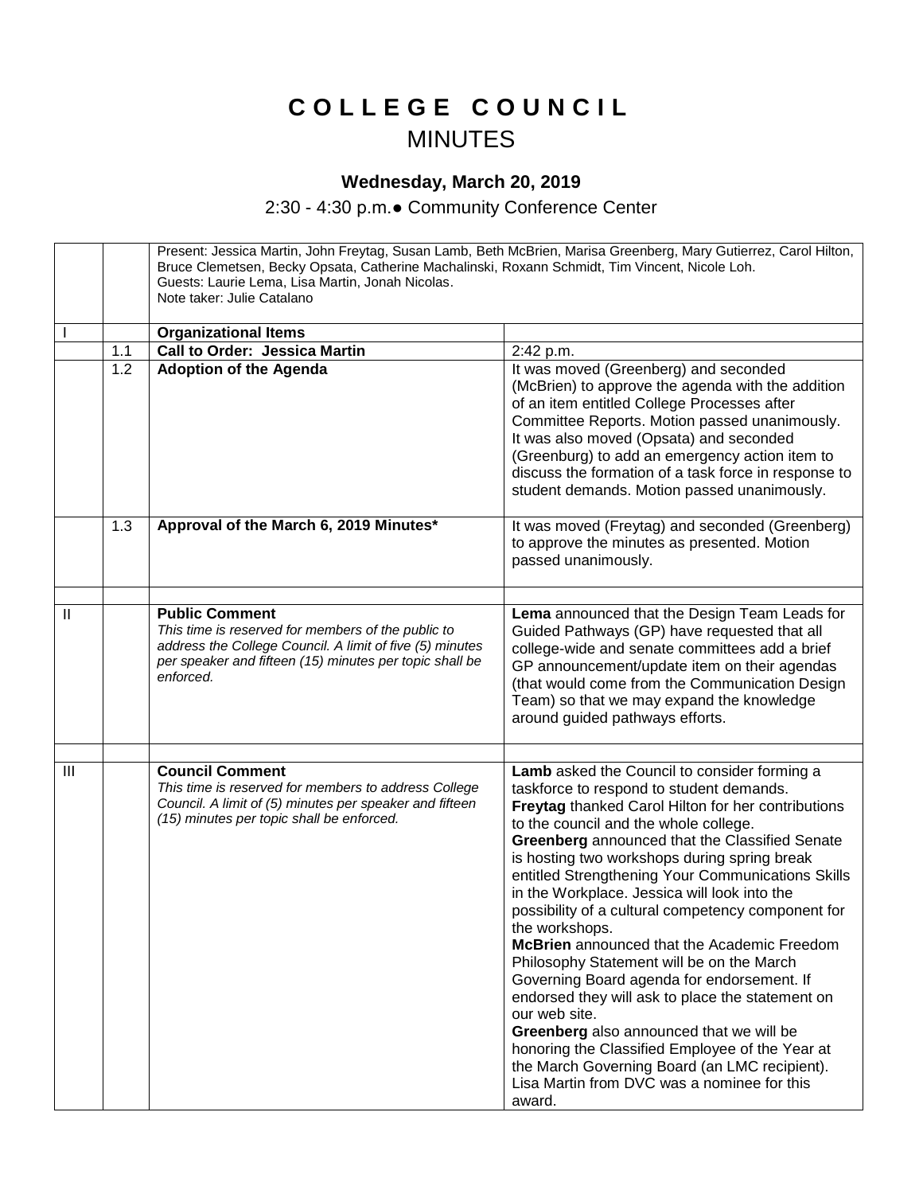# COLLEGE COUNCIL

## MINUTES

### Wednesday, March 20, 2019

2:30 - 4:30 p.m.● Community Conference Center

| | | | |
|---|---|---|---|
| | | Present: Jessica Martin, John Freytag, Susan Lamb, Beth McBrien, Marisa Greenberg, Mary Gutierrez, Carol Hilton, Bruce Clemetsen, Becky Opsata, Catherine Machalinski, Roxann Schmidt, Tim Vincent, Nicole Loh.<br>Guests: Laurie Lema, Lisa Martin, Jonah Nicolas.<br>Note taker: Julie Catalano | |
| I | | **Organizational Items** | |
| | 1.1 | **Call to Order: Jessica Martin** | 2:42 p.m. |
| | 1.2 | **Adoption of the Agenda** | It was moved (Greenberg) and seconded (McBrien) to approve the agenda with the addition of an item entitled College Processes after Committee Reports. Motion passed unanimously. It was also moved (Opsata) and seconded (Greenburg) to add an emergency action item to discuss the formation of a task force in response to student demands. Motion passed unanimously. |
| | 1.3 | **Approval of the March 6, 2019 Minutes*** | It was moved (Freytag) and seconded (Greenberg) to approve the minutes as presented. Motion passed unanimously. |
| | | | |
| II | | **Public Comment**<br>*This time is reserved for members of the public to address the College Council. A limit of five (5) minutes per speaker and fifteen (15) minutes per topic shall be enforced.* | **Lema** announced that the Design Team Leads for Guided Pathways (GP) have requested that all college-wide and senate committees add a brief GP announcement/update item on their agendas (that would come from the Communication Design Team) so that we may expand the knowledge around guided pathways efforts. |
| | | | |
| III | | **Council Comment**<br>*This time is reserved for members to address College Council. A limit of (5) minutes per speaker and fifteen (15) minutes per topic shall be enforced.* | **Lamb** asked the Council to consider forming a taskforce to respond to student demands.<br>**Freytag** thanked Carol Hilton for her contributions to the council and the whole college.<br>**Greenberg** announced that the Classified Senate is hosting two workshops during spring break entitled Strengthening Your Communications Skills in the Workplace. Jessica will look into the possibility of a cultural competency component for the workshops.<br>**McBrien** announced that the Academic Freedom Philosophy Statement will be on the March Governing Board agenda for endorsement. If endorsed they will ask to place the statement on our web site.<br>**Greenberg** also announced that we will be honoring the Classified Employee of the Year at the March Governing Board (an LMC recipient). Lisa Martin from DVC was a nominee for this award. |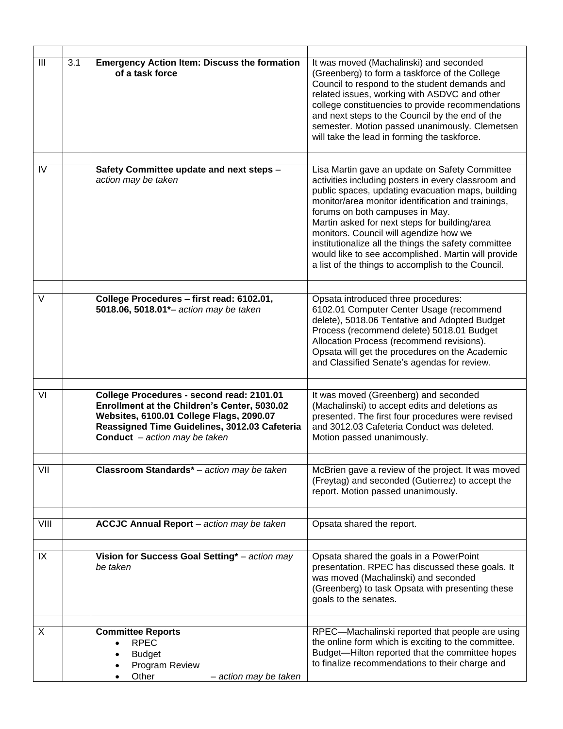| | | | |
|---|---|---|---|
| III | 3.1 | **Emergency Action Item: Discuss the formation of a task force** | It was moved (Machalinski) and seconded (Greenberg) to form a taskforce of the College Council to respond to the student demands and related issues, working with ASDVC and other college constituencies to provide recommendations and next steps to the Council by the end of the semester. Motion passed unanimously. Clemetsen will take the lead in forming the taskforce. |
| | | | |
| IV | | **Safety Committee update and next steps** – *action may be taken* | Lisa Martin gave an update on Safety Committee activities including posters in every classroom and public spaces, updating evacuation maps, building monitor/area monitor identification and trainings, forums on both campuses in May.<br>Martin asked for next steps for building/area monitors. Council will agendize how we institutionalize all the things the safety committee would like to see accomplished. Martin will provide a list of the things to accomplish to the Council. |
| | | | |
| V | | **College Procedures – first read: 6102.01, 5018.06, 5018.01***– *action may be taken* | Opsata introduced three procedures:<br>6102.01 Computer Center Usage (recommend delete), 5018.06 Tentative and Adopted Budget Process (recommend delete) 5018.01 Budget Allocation Process (recommend revisions).<br>Opsata will get the procedures on the Academic and Classified Senate's agendas for review. |
| | | | |
| VI | | **College Procedures - second read: 2101.01 Enrollment at the Children's Center, 5030.02 Websites, 6100.01 College Flags, 2090.07 Reassigned Time Guidelines, 3012.03 Cafeteria Conduct** – *action may be taken* | It was moved (Greenberg) and seconded (Machalinski) to accept edits and deletions as presented. The first four procedures were revised and 3012.03 Cafeteria Conduct was deleted. Motion passed unanimously. |
| | | | |
| VII | | **Classroom Standards*** – *action may be taken* | McBrien gave a review of the project. It was moved (Freytag) and seconded (Gutierrez) to accept the report. Motion passed unanimously. |
| | | | |
| VIII | | **ACCJC Annual Report** – *action may be taken* | Opsata shared the report. |
| | | | |
| IX | | **Vision for Success Goal Setting*** – *action may be taken* | Opsata shared the goals in a PowerPoint presentation. RPEC has discussed these goals. It was moved (Machalinski) and seconded (Greenberg) to task Opsata with presenting these goals to the senates. |
| | | | |
| X | | **Committee Reports**<br>• RPEC<br>• Budget<br>• Program Review<br>• Other – *action may be taken* | RPEC—Machalinski reported that people are using the online form which is exciting to the committee.<br>Budget—Hilton reported that the committee hopes to finalize recommendations to their charge and |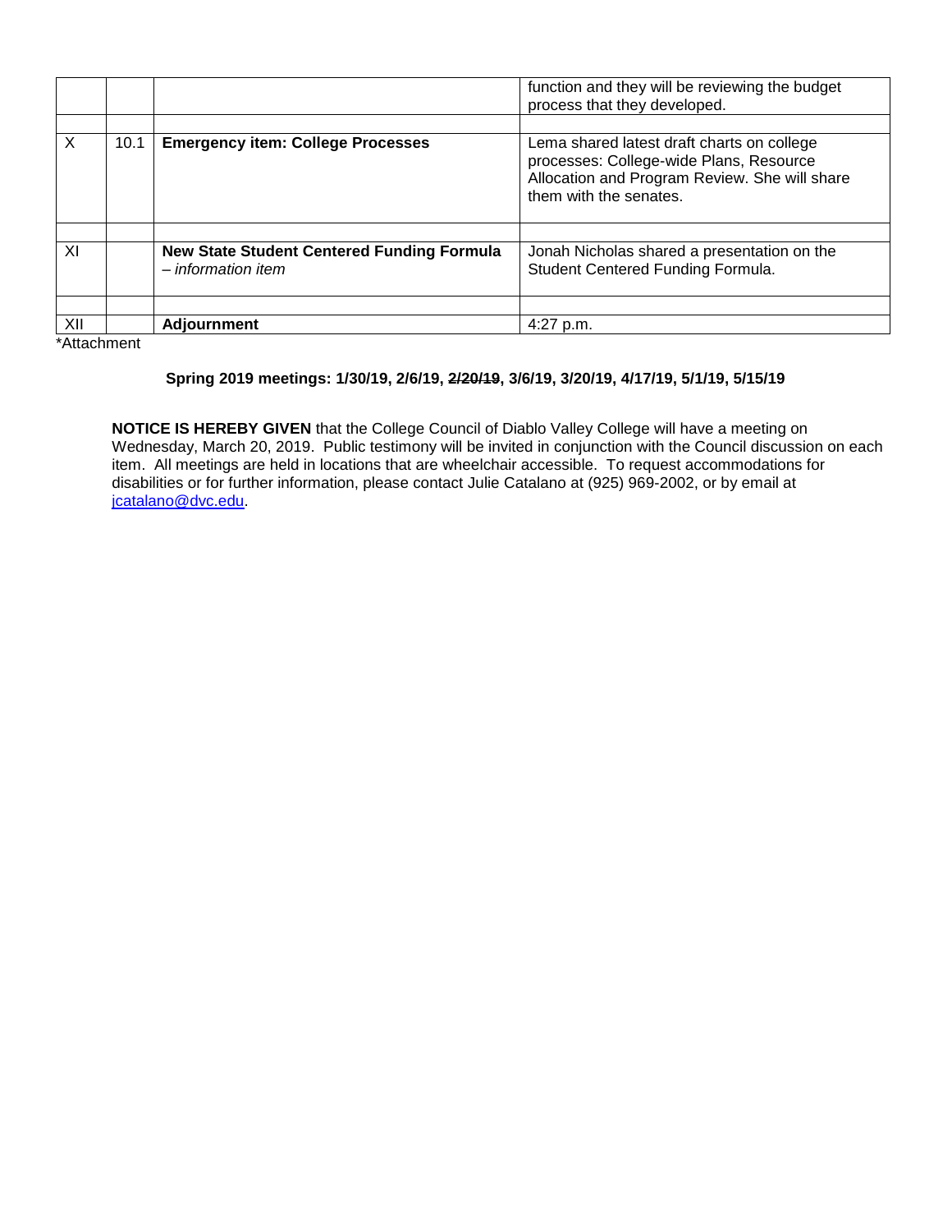| | | | |
|---|---|---|---|
| | | | function and they will be reviewing the budget process that they developed. |
| | | | |
| X | 10.1 | **Emergency item: College Processes** | Lema shared latest draft charts on college processes: College-wide Plans, Resource Allocation and Program Review. She will share them with the senates. |
| | | | |
| XI | | **New State Student Centered Funding Formula** *– information item* | Jonah Nicholas shared a presentation on the Student Centered Funding Formula. |
| | | | |
| XII | | **Adjournment** | 4:27 p.m. |

*Attachment

**Spring 2019 meetings: 1/30/19, 2/6/19, ~~2/20/19~~, 3/6/19, 3/20/19, 4/17/19, 5/1/19, 5/15/19**

**NOTICE IS HEREBY GIVEN** that the College Council of Diablo Valley College will have a meeting on Wednesday, March 20, 2019. Public testimony will be invited in conjunction with the Council discussion on each item. All meetings are held in locations that are wheelchair accessible. To request accommodations for disabilities or for further information, please contact Julie Catalano at (925) 969-2002, or by email at jcatalano@dvc.edu.